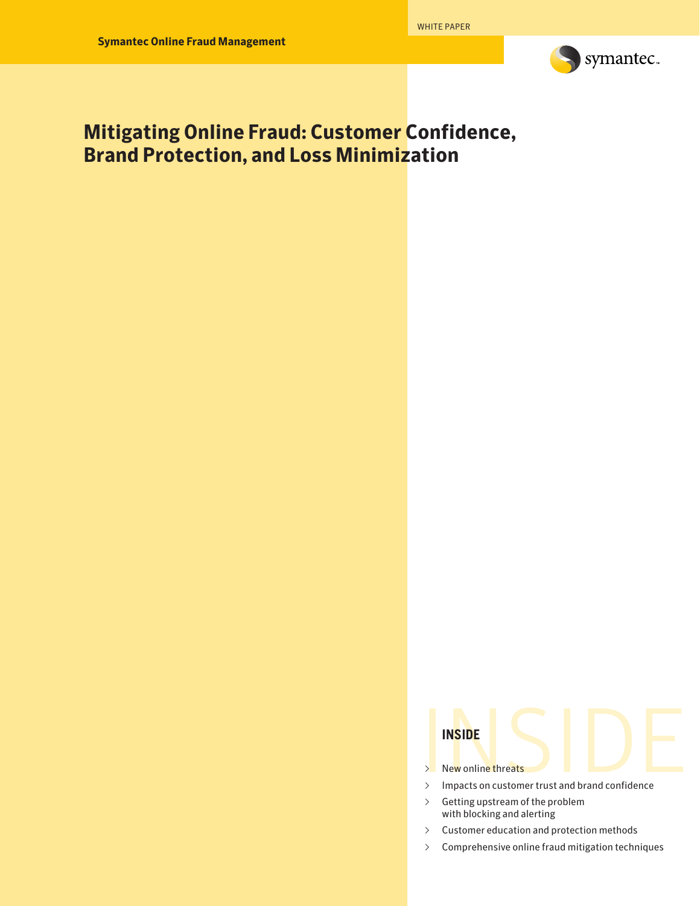WHITE PAPER

Symantec Online Fraud Management

# Mitigating Online Fraud: Customer Confidence, Brand Protection, and Loss Minimization

## INSIDE

- New online threats
- Impacts on customer trust and brand confidence
- Getting upstream of the problem with blocking and alerting
- Customer education and protection methods
- Comprehensive online fraud mitigation techniques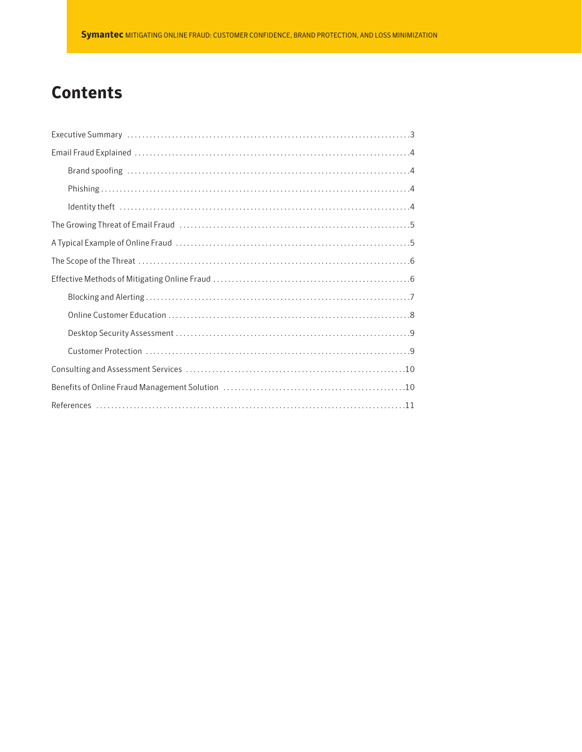# Contents

Executive Summary .......................................................................... 3

Email Fraud Explained ........................................................................ 4

- Brand spoofing ......................................................................... 4
- Phishing ................................................................................ 4
- Identity theft ........................................................................... 4

The Growing Threat of Email Fraud ............................................................ 5

A Typical Example of Online Fraud ............................................................ 5

The Scope of the Threat ...................................................................... 6

Effective Methods of Mitigating Online Fraud ................................................ 6

- Blocking and Alerting ................................................................... 7
- Online Customer Education ............................................................... 8
- Desktop Security Assessment ............................................................. 9
- Customer Protection ..................................................................... 9

Consulting and Assessment Services .......................................................... 10

Benefits of Online Fraud Management Solution ................................................ 10

References ................................................................................... 11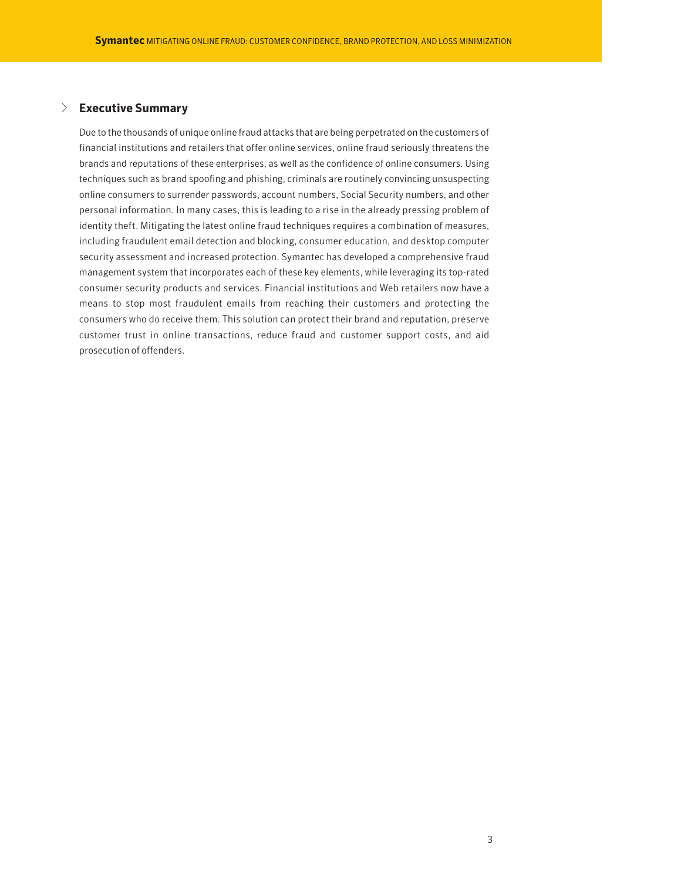## Executive Summary

Due to the thousands of unique online fraud attacks that are being perpetrated on the customers of financial institutions and retailers that offer online services, online fraud seriously threatens the brands and reputations of these enterprises, as well as the confidence of online consumers. Using techniques such as brand spoofing and phishing, criminals are routinely convincing unsuspecting online consumers to surrender passwords, account numbers, Social Security numbers, and other personal information. In many cases, this is leading to a rise in the already pressing problem of identity theft. Mitigating the latest online fraud techniques requires a combination of measures, including fraudulent email detection and blocking, consumer education, and desktop computer security assessment and increased protection. Symantec has developed a comprehensive fraud management system that incorporates each of these key elements, while leveraging its top-rated consumer security products and services. Financial institutions and Web retailers now have a means to stop most fraudulent emails from reaching their customers and protecting the consumers who do receive them. This solution can protect their brand and reputation, preserve customer trust in online transactions, reduce fraud and customer support costs, and aid prosecution of offenders.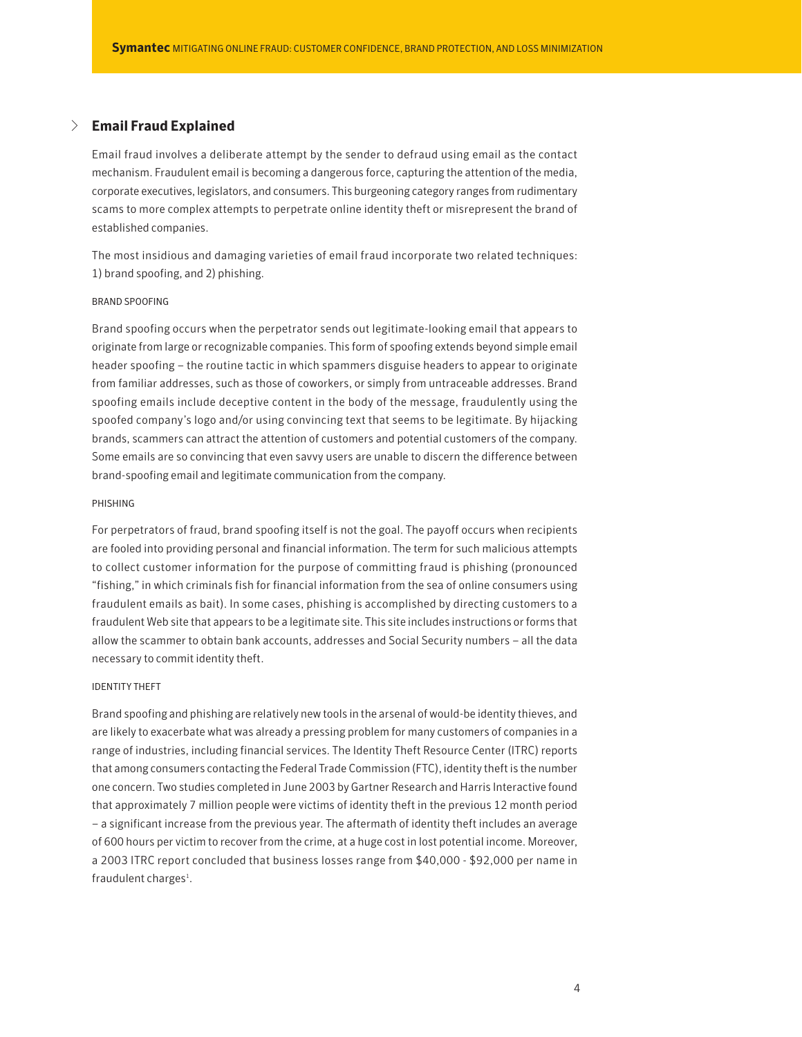## Email Fraud Explained

Email fraud involves a deliberate attempt by the sender to defraud using email as the contact mechanism. Fraudulent email is becoming a dangerous force, capturing the attention of the media, corporate executives, legislators, and consumers. This burgeoning category ranges from rudimentary scams to more complex attempts to perpetrate online identity theft or misrepresent the brand of established companies.

The most insidious and damaging varieties of email fraud incorporate two related techniques: 1) brand spoofing, and 2) phishing.

### BRAND SPOOFING

Brand spoofing occurs when the perpetrator sends out legitimate-looking email that appears to originate from large or recognizable companies. This form of spoofing extends beyond simple email header spoofing – the routine tactic in which spammers disguise headers to appear to originate from familiar addresses, such as those of coworkers, or simply from untraceable addresses. Brand spoofing emails include deceptive content in the body of the message, fraudulently using the spoofed company's logo and/or using convincing text that seems to be legitimate. By hijacking brands, scammers can attract the attention of customers and potential customers of the company. Some emails are so convincing that even savvy users are unable to discern the difference between brand-spoofing email and legitimate communication from the company.

### PHISHING

For perpetrators of fraud, brand spoofing itself is not the goal. The payoff occurs when recipients are fooled into providing personal and financial information. The term for such malicious attempts to collect customer information for the purpose of committing fraud is phishing (pronounced "fishing," in which criminals fish for financial information from the sea of online consumers using fraudulent emails as bait). In some cases, phishing is accomplished by directing customers to a fraudulent Web site that appears to be a legitimate site. This site includes instructions or forms that allow the scammer to obtain bank accounts, addresses and Social Security numbers – all the data necessary to commit identity theft.

### IDENTITY THEFT

Brand spoofing and phishing are relatively new tools in the arsenal of would-be identity thieves, and are likely to exacerbate what was already a pressing problem for many customers of companies in a range of industries, including financial services. The Identity Theft Resource Center (ITRC) reports that among consumers contacting the Federal Trade Commission (FTC), identity theft is the number one concern. Two studies completed in June 2003 by Gartner Research and Harris Interactive found that approximately 7 million people were victims of identity theft in the previous 12 month period – a significant increase from the previous year. The aftermath of identity theft includes an average of 600 hours per victim to recover from the crime, at a huge cost in lost potential income. Moreover, a 2003 ITRC report concluded that business losses range from $40,000 - $92,000 per name in fraudulent charges[1].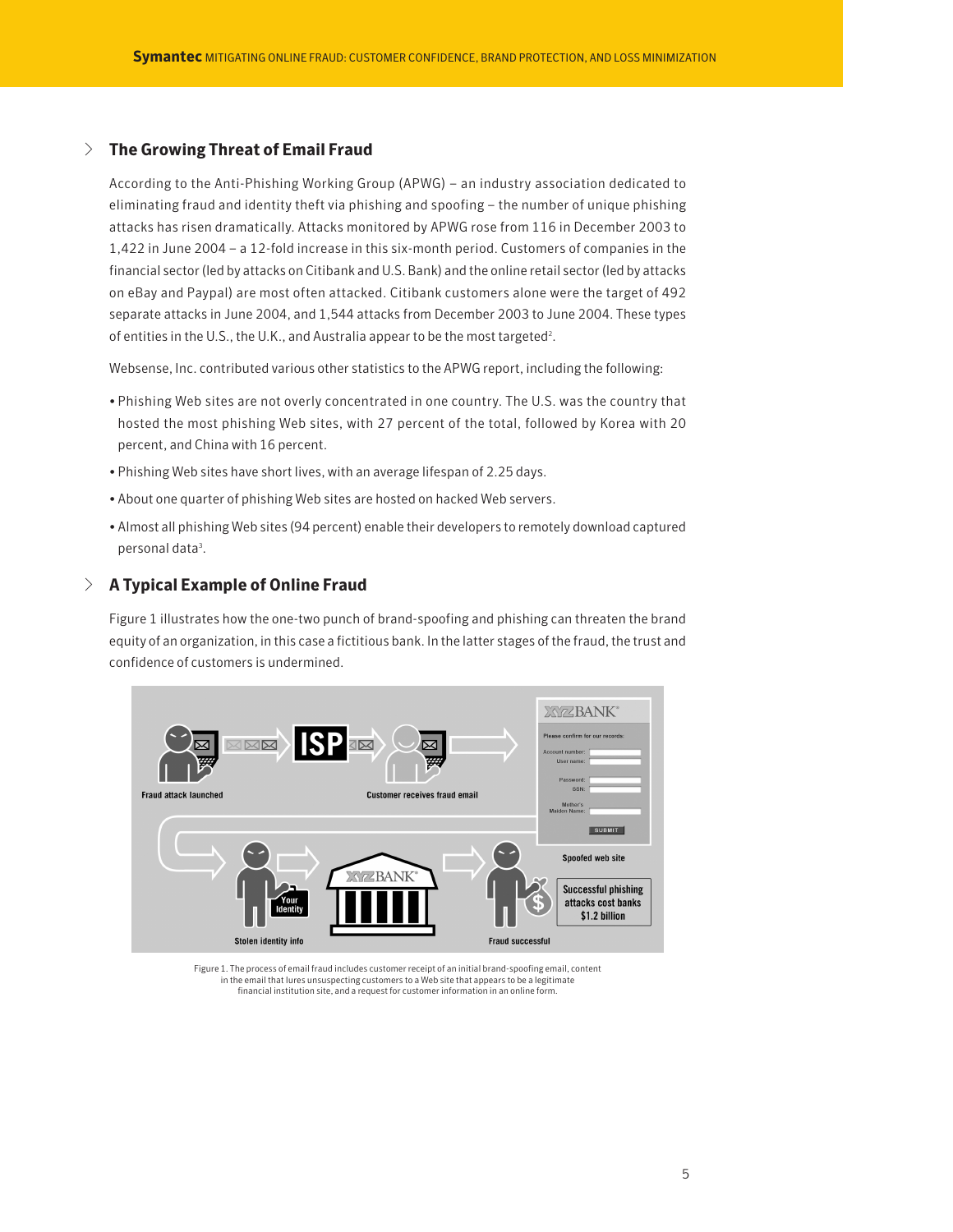## The Growing Threat of Email Fraud

According to the Anti-Phishing Working Group (APWG) – an industry association dedicated to eliminating fraud and identity theft via phishing and spoofing – the number of unique phishing attacks has risen dramatically. Attacks monitored by APWG rose from 116 in December 2003 to 1,422 in June 2004 – a 12-fold increase in this six-month period. Customers of companies in the financial sector (led by attacks on Citibank and U.S. Bank) and the online retail sector (led by attacks on eBay and Paypal) are most often attacked. Citibank customers alone were the target of 492 separate attacks in June 2004, and 1,544 attacks from December 2003 to June 2004. These types of entities in the U.S., the U.K., and Australia appear to be the most targeted[2].

Websense, Inc. contributed various other statistics to the APWG report, including the following:

- Phishing Web sites are not overly concentrated in one country. The U.S. was the country that hosted the most phishing Web sites, with 27 percent of the total, followed by Korea with 20 percent, and China with 16 percent.
- Phishing Web sites have short lives, with an average lifespan of 2.25 days.
- About one quarter of phishing Web sites are hosted on hacked Web servers.
- Almost all phishing Web sites (94 percent) enable their developers to remotely download captured personal data[3].

## A Typical Example of Online Fraud

Figure 1 illustrates how the one-two punch of brand-spoofing and phishing can threaten the brand equity of an organization, in this case a fictitious bank. In the latter stages of the fraud, the trust and confidence of customers is undermined.

Figure 1. The process of email fraud includes customer receipt of an initial brand-spoofing email, content in the email that lures unsuspecting customers to a Web site that appears to be a legitimate financial institution site, and a request for customer information in an online form.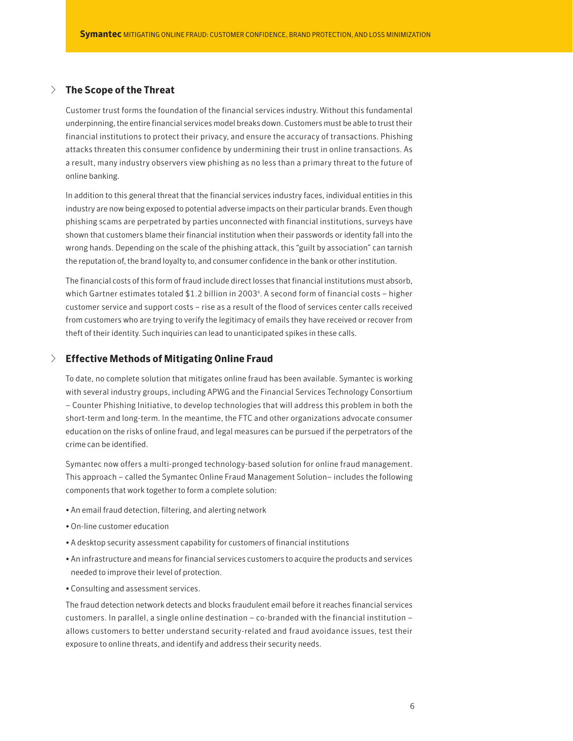## The Scope of the Threat

Customer trust forms the foundation of the financial services industry. Without this fundamental underpinning, the entire financial services model breaks down. Customers must be able to trust their financial institutions to protect their privacy, and ensure the accuracy of transactions. Phishing attacks threaten this consumer confidence by undermining their trust in online transactions. As a result, many industry observers view phishing as no less than a primary threat to the future of online banking.

In addition to this general threat that the financial services industry faces, individual entities in this industry are now being exposed to potential adverse impacts on their particular brands. Even though phishing scams are perpetrated by parties unconnected with financial institutions, surveys have shown that customers blame their financial institution when their passwords or identity fall into the wrong hands. Depending on the scale of the phishing attack, this "guilt by association" can tarnish the reputation of, the brand loyalty to, and consumer confidence in the bank or other institution.

The financial costs of this form of fraud include direct losses that financial institutions must absorb, which Gartner estimates totaled $1.2 billion in 2003[4]. A second form of financial costs – higher customer service and support costs – rise as a result of the flood of services center calls received from customers who are trying to verify the legitimacy of emails they have received or recover from theft of their identity. Such inquiries can lead to unanticipated spikes in these calls.

## Effective Methods of Mitigating Online Fraud

To date, no complete solution that mitigates online fraud has been available. Symantec is working with several industry groups, including APWG and the Financial Services Technology Consortium – Counter Phishing Initiative, to develop technologies that will address this problem in both the short-term and long-term. In the meantime, the FTC and other organizations advocate consumer education on the risks of online fraud, and legal measures can be pursued if the perpetrators of the crime can be identified.

Symantec now offers a multi-pronged technology-based solution for online fraud management. This approach – called the Symantec Online Fraud Management Solution– includes the following components that work together to form a complete solution:

- An email fraud detection, filtering, and alerting network
- On-line customer education
- A desktop security assessment capability for customers of financial institutions
- An infrastructure and means for financial services customers to acquire the products and services needed to improve their level of protection.
- Consulting and assessment services.

The fraud detection network detects and blocks fraudulent email before it reaches financial services customers. In parallel, a single online destination – co-branded with the financial institution – allows customers to better understand security-related and fraud avoidance issues, test their exposure to online threats, and identify and address their security needs.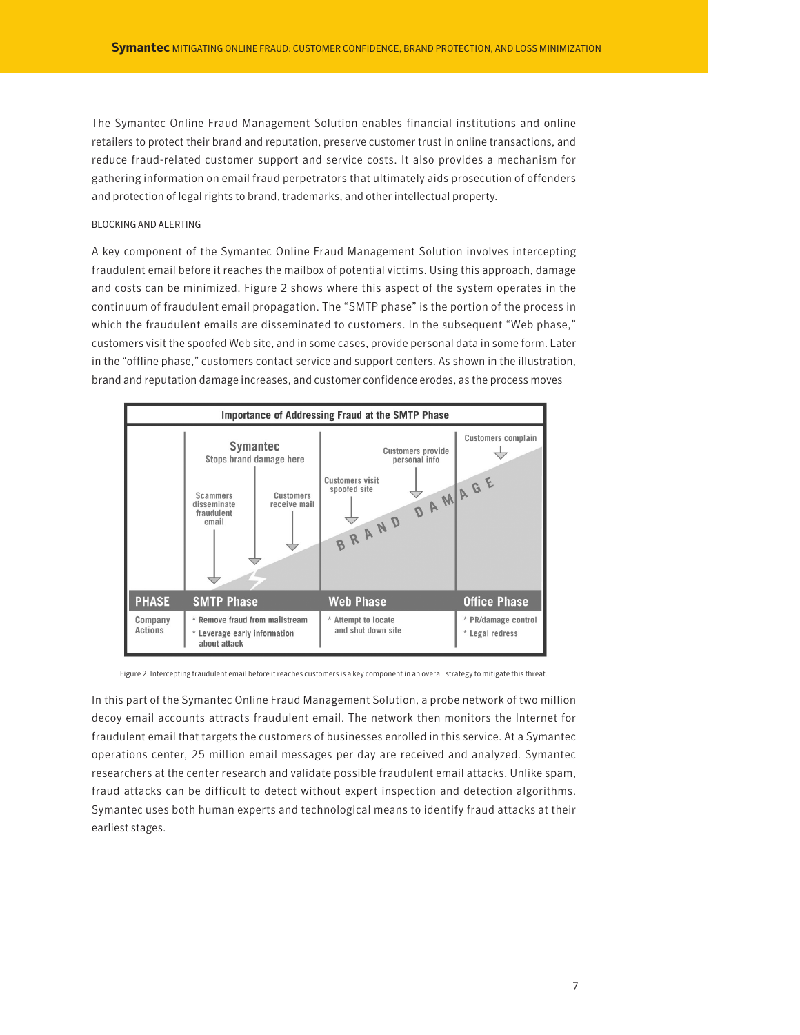The Symantec Online Fraud Management Solution enables financial institutions and online retailers to protect their brand and reputation, preserve customer trust in online transactions, and reduce fraud-related customer support and service costs. It also provides a mechanism for gathering information on email fraud perpetrators that ultimately aids prosecution of offenders and protection of legal rights to brand, trademarks, and other intellectual property.

BLOCKING AND ALERTING

A key component of the Symantec Online Fraud Management Solution involves intercepting fraudulent email before it reaches the mailbox of potential victims. Using this approach, damage and costs can be minimized. Figure 2 shows where this aspect of the system operates in the continuum of fraudulent email propagation. The "SMTP phase" is the portion of the process in which the fraudulent emails are disseminated to customers. In the subsequent "Web phase," customers visit the spoofed Web site, and in some cases, provide personal data in some form. Later in the "offline phase," customers contact service and support centers. As shown in the illustration, brand and reputation damage increases, and customer confidence erodes, as the process moves

**Importance of Addressing Fraud at the SMTP Phase**

| PHASE | SMTP Phase | Web Phase | Office Phase |
|---|---|---|---|
| | Symantec Stops brand damage here; Scammers disseminate fraudulent email; Customers receive mail | Customers visit spoofed site; Customers provide personal info | Customers complain |
| Company Actions | * Remove fraud from mailstream<br>* Leverage early information about attack | * Attempt to locate and shut down site | * PR/damage control<br>* Legal redress |

BRAND DAMAGE

Figure 2. Intercepting fraudulent email before it reaches customers is a key component in an overall strategy to mitigate this threat.

In this part of the Symantec Online Fraud Management Solution, a probe network of two million decoy email accounts attracts fraudulent email. The network then monitors the Internet for fraudulent email that targets the customers of businesses enrolled in this service. At a Symantec operations center, 25 million email messages per day are received and analyzed. Symantec researchers at the center research and validate possible fraudulent email attacks. Unlike spam, fraud attacks can be difficult to detect without expert inspection and detection algorithms. Symantec uses both human experts and technological means to identify fraud attacks at their earliest stages.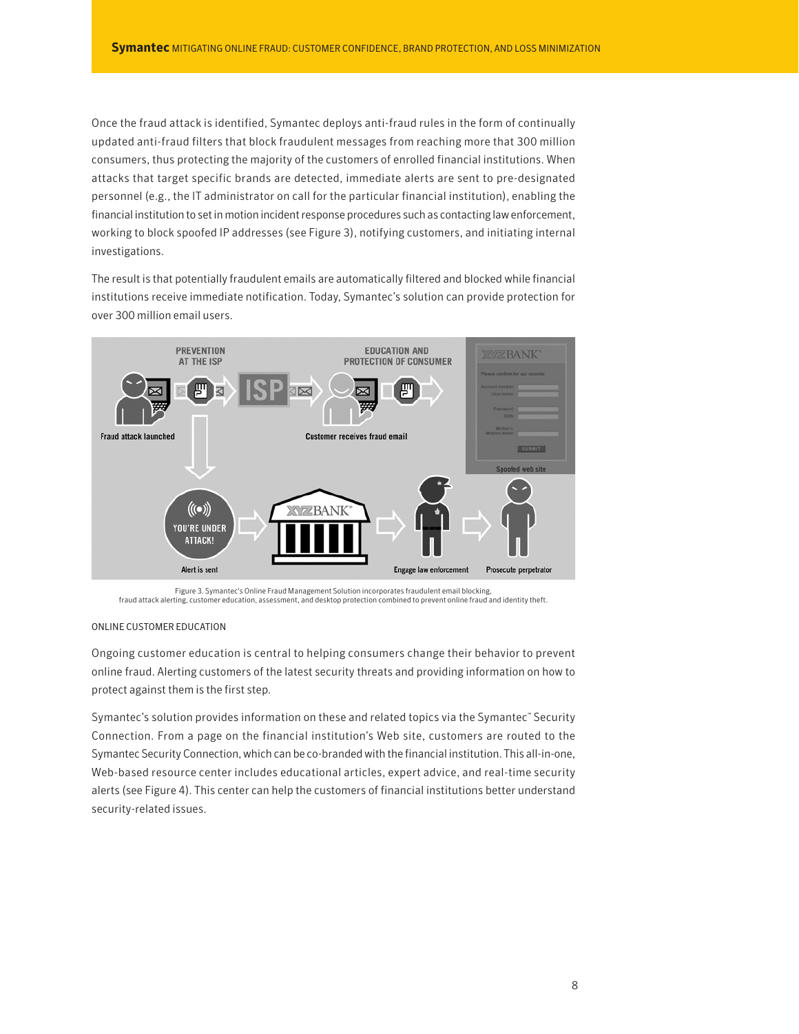Once the fraud attack is identified, Symantec deploys anti-fraud rules in the form of continually updated anti-fraud filters that block fraudulent messages from reaching more that 300 million consumers, thus protecting the majority of the customers of enrolled financial institutions. When attacks that target specific brands are detected, immediate alerts are sent to pre-designated personnel (e.g., the IT administrator on call for the particular financial institution), enabling the financial institution to set in motion incident response procedures such as contacting law enforcement, working to block spoofed IP addresses (see Figure 3), notifying customers, and initiating internal investigations.

The result is that potentially fraudulent emails are automatically filtered and blocked while financial institutions receive immediate notification. Today, Symantec's solution can provide protection for over 300 million email users.

Figure 3. Symantec's Online Fraud Management Solution incorporates fraudulent email blocking, fraud attack alerting, customer education, assessment, and desktop protection combined to prevent online fraud and identity theft.

## ONLINE CUSTOMER EDUCATION

Ongoing customer education is central to helping consumers change their behavior to prevent online fraud. Alerting customers of the latest security threats and providing information on how to protect against them is the first step.

Symantec's solution provides information on these and related topics via the Symantec™ Security Connection. From a page on the financial institution's Web site, customers are routed to the Symantec Security Connection, which can be co-branded with the financial institution. This all-in-one, Web-based resource center includes educational articles, expert advice, and real-time security alerts (see Figure 4). This center can help the customers of financial institutions better understand security-related issues.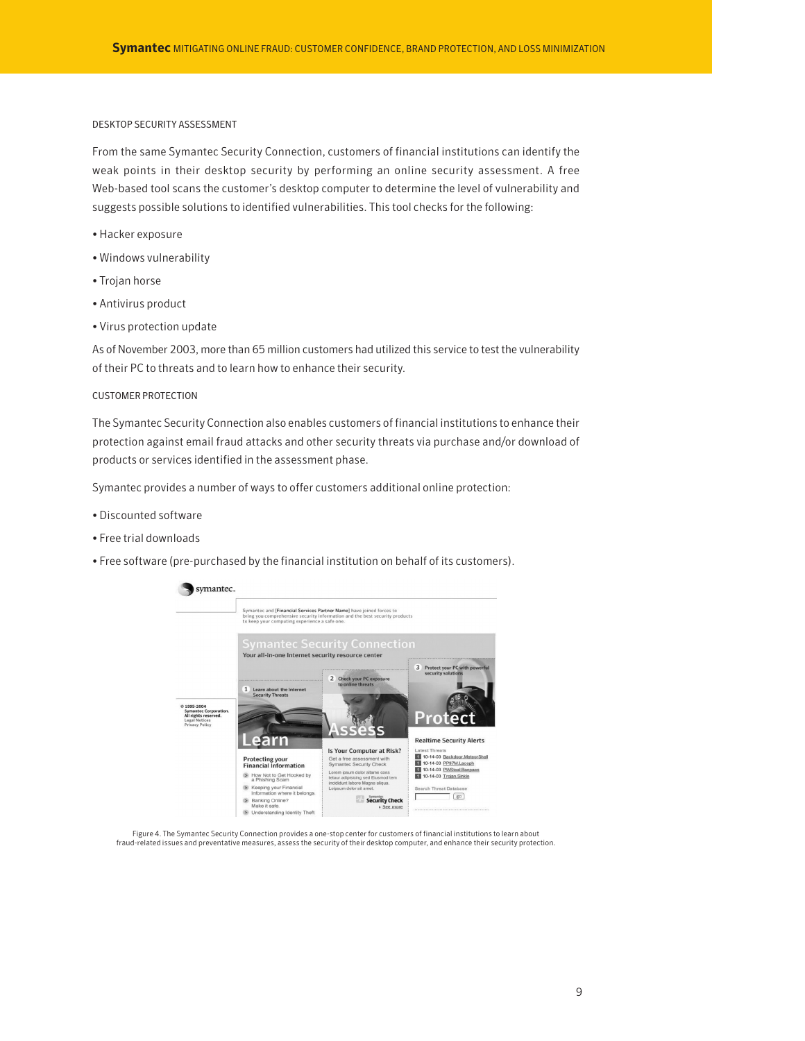DESKTOP SECURITY ASSESSMENT

From the same Symantec Security Connection, customers of financial institutions can identify the weak points in their desktop security by performing an online security assessment. A free Web-based tool scans the customer's desktop computer to determine the level of vulnerability and suggests possible solutions to identified vulnerabilities. This tool checks for the following:

- Hacker exposure
- Windows vulnerability
- Trojan horse
- Antivirus product
- Virus protection update

As of November 2003, more than 65 million customers had utilized this service to test the vulnerability of their PC to threats and to learn how to enhance their security.

CUSTOMER PROTECTION

The Symantec Security Connection also enables customers of financial institutions to enhance their protection against email fraud attacks and other security threats via purchase and/or download of products or services identified in the assessment phase.

Symantec provides a number of ways to offer customers additional online protection:

- Discounted software
- Free trial downloads
- Free software (pre-purchased by the financial institution on behalf of its customers).

Figure 4. The Symantec Security Connection provides a one-stop center for customers of financial institutions to learn about fraud-related issues and preventative measures, assess the security of their desktop computer, and enhance their security protection.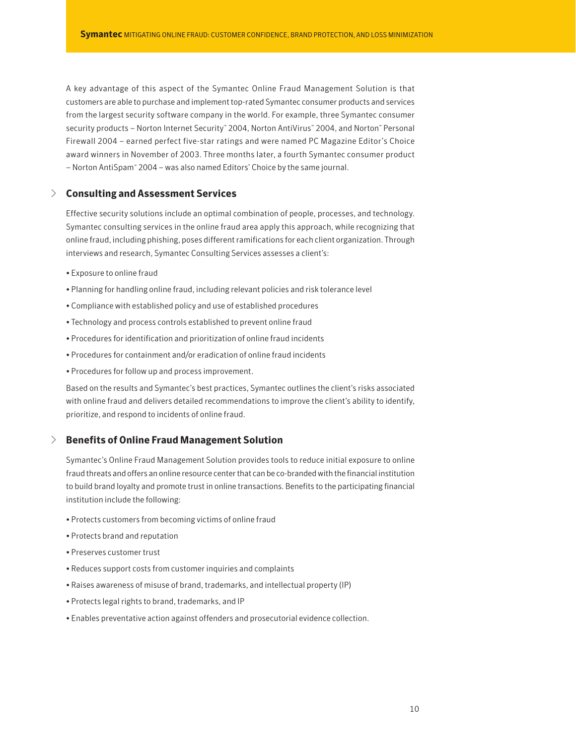A key advantage of this aspect of the Symantec Online Fraud Management Solution is that customers are able to purchase and implement top-rated Symantec consumer products and services from the largest security software company in the world. For example, three Symantec consumer security products – Norton Internet Security™ 2004, Norton AntiVirus™ 2004, and Norton™ Personal Firewall 2004 – earned perfect five-star ratings and were named PC Magazine Editor's Choice award winners in November of 2003. Three months later, a fourth Symantec consumer product – Norton AntiSpam™ 2004 – was also named Editors' Choice by the same journal.

## Consulting and Assessment Services

Effective security solutions include an optimal combination of people, processes, and technology. Symantec consulting services in the online fraud area apply this approach, while recognizing that online fraud, including phishing, poses different ramifications for each client organization. Through interviews and research, Symantec Consulting Services assesses a client's:

- Exposure to online fraud
- Planning for handling online fraud, including relevant policies and risk tolerance level
- Compliance with established policy and use of established procedures
- Technology and process controls established to prevent online fraud
- Procedures for identification and prioritization of online fraud incidents
- Procedures for containment and/or eradication of online fraud incidents
- Procedures for follow up and process improvement.

Based on the results and Symantec's best practices, Symantec outlines the client's risks associated with online fraud and delivers detailed recommendations to improve the client's ability to identify, prioritize, and respond to incidents of online fraud.

## Benefits of Online Fraud Management Solution

Symantec's Online Fraud Management Solution provides tools to reduce initial exposure to online fraud threats and offers an online resource center that can be co-branded with the financial institution to build brand loyalty and promote trust in online transactions. Benefits to the participating financial institution include the following:

- Protects customers from becoming victims of online fraud
- Protects brand and reputation
- Preserves customer trust
- Reduces support costs from customer inquiries and complaints
- Raises awareness of misuse of brand, trademarks, and intellectual property (IP)
- Protects legal rights to brand, trademarks, and IP
- Enables preventative action against offenders and prosecutorial evidence collection.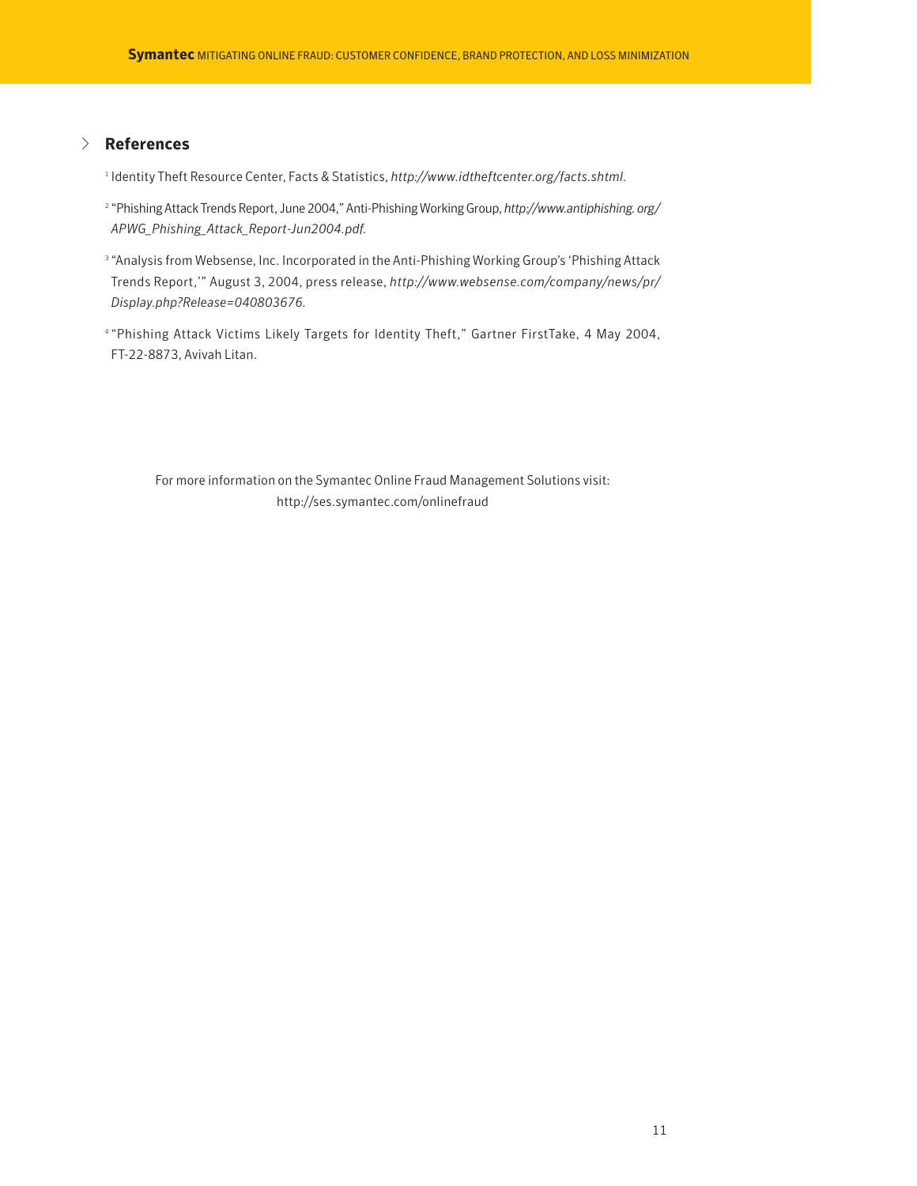## References

[1] Identity Theft Resource Center, Facts & Statistics, *http://www.idtheftcenter.org/facts.shtml*.

[2] "Phishing Attack Trends Report, June 2004," Anti-Phishing Working Group, *http://www.antiphishing. org/ APWG_Phishing_Attack_Report-Jun2004.pdf*.

[3] "Analysis from Websense, Inc. Incorporated in the Anti-Phishing Working Group's 'Phishing Attack Trends Report,'" August 3, 2004, press release, *http://www.websense.com/company/news/pr/ Display.php?Release=040803676*.

[4] "Phishing Attack Victims Likely Targets for Identity Theft," Gartner FirstTake, 4 May 2004, FT-22-8873, Avivah Litan.

For more information on the Symantec Online Fraud Management Solutions visit:
http://ses.symantec.com/onlinefraud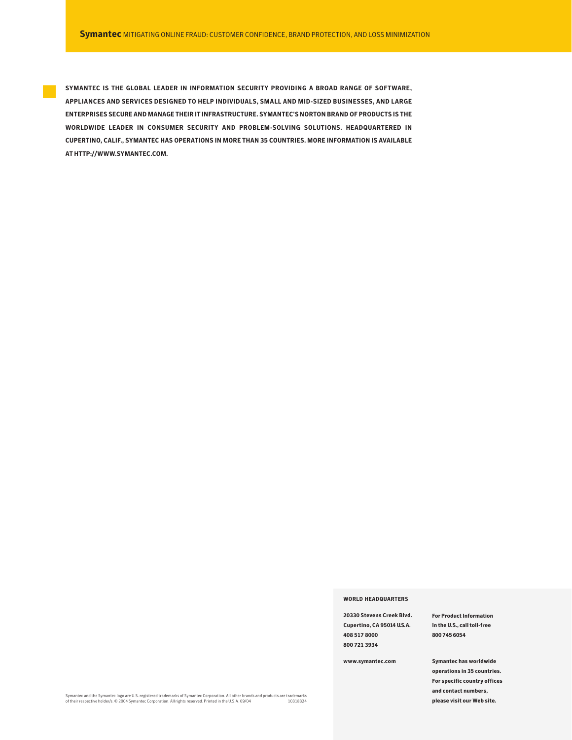**SYMANTEC IS THE GLOBAL LEADER IN INFORMATION SECURITY PROVIDING A BROAD RANGE OF SOFTWARE, APPLIANCES AND SERVICES DESIGNED TO HELP INDIVIDUALS, SMALL AND MID-SIZED BUSINESSES, AND LARGE ENTERPRISES SECURE AND MANAGE THEIR IT INFRASTRUCTURE. SYMANTEC'S NORTON BRAND OF PRODUCTS IS THE WORLDWIDE LEADER IN CONSUMER SECURITY AND PROBLEM-SOLVING SOLUTIONS. HEADQUARTERED IN CUPERTINO, CALIF., SYMANTEC HAS OPERATIONS IN MORE THAN 35 COUNTRIES. MORE INFORMATION IS AVAILABLE AT HTTP://WWW.SYMANTEC.COM.**

**WORLD HEADQUARTERS**

**20330 Stevens Creek Blvd.**
**Cupertino, CA 95014 U.S.A.**
**408 517 8000**
**800 721 3934**

**www.symantec.com**

**For Product Information**
**In the U.S., call toll-free**
**800 745 6054**

**Symantec has worldwide operations in 35 countries. For specific country offices and contact numbers, please visit our Web site.**

Symantec and the Symantec logo are U.S. registered trademarks of Symantec Corporation. All other brands and products are trademarks of their respective holder/s. © 2004 Symantec Corporation. All rights reserved. Printed in the U.S.A. 09/04 10318324